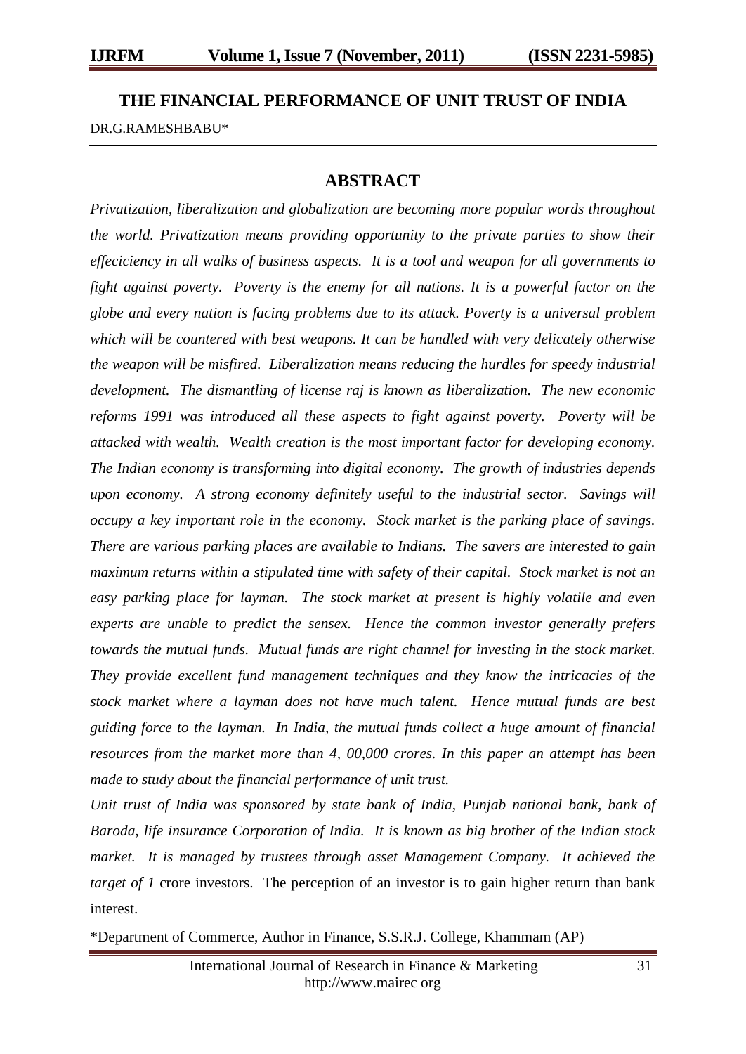# THE FINANCIAL PERFORMANCE OF UNIT TRUST OF INDIA

DR.G.RAMESHBABU*

## ABSTRACT

*Privatization, liberalization and globalization are becoming more popular words throughout the world. Privatization means providing opportunity to the private parties to show their effeciciency in all walks of business aspects. It is a tool and weapon for all governments to fight against poverty. Poverty is the enemy for all nations. It is a powerful factor on the globe and every nation is facing problems due to its attack. Poverty is a universal problem which will be countered with best weapons. It can be handled with very delicately otherwise the weapon will be misfired. Liberalization means reducing the hurdles for speedy industrial development. The dismantling of license raj is known as liberalization. The new economic reforms 1991 was introduced all these aspects to fight against poverty. Poverty will be attacked with wealth. Wealth creation is the most important factor for developing economy. The Indian economy is transforming into digital economy. The growth of industries depends upon economy. A strong economy definitely useful to the industrial sector. Savings will occupy a key important role in the economy. Stock market is the parking place of savings. There are various parking places are available to Indians. The savers are interested to gain maximum returns within a stipulated time with safety of their capital. Stock market is not an easy parking place for layman. The stock market at present is highly volatile and even experts are unable to predict the sensex. Hence the common investor generally prefers towards the mutual funds. Mutual funds are right channel for investing in the stock market. They provide excellent fund management techniques and they know the intricacies of the stock market where a layman does not have much talent. Hence mutual funds are best guiding force to the layman. In India, the mutual funds collect a huge amount of financial resources from the market more than 4, 00,000 crores. In this paper an attempt has been made to study about the financial performance of unit trust.*

*Unit trust of India was sponsored by state bank of India, Punjab national bank, bank of Baroda, life insurance Corporation of India. It is known as big brother of the Indian stock market. It is managed by trustees through asset Management Company. It achieved the target of 1* crore investors. The perception of an investor is to gain higher return than bank interest.

*Department of Commerce, Author in Finance, S.S.R.J. College, Khammam (AP)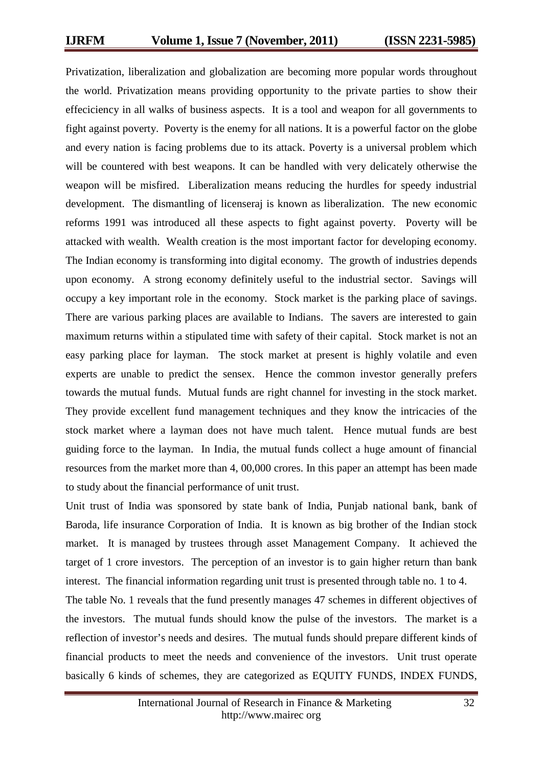Privatization, liberalization and globalization are becoming more popular words throughout the world. Privatization means providing opportunity to the private parties to show their effeciciency in all walks of business aspects. It is a tool and weapon for all governments to fight against poverty. Poverty is the enemy for all nations. It is a powerful factor on the globe and every nation is facing problems due to its attack. Poverty is a universal problem which will be countered with best weapons. It can be handled with very delicately otherwise the weapon will be misfired. Liberalization means reducing the hurdles for speedy industrial development. The dismantling of licenseraj is known as liberalization. The new economic reforms 1991 was introduced all these aspects to fight against poverty. Poverty will be attacked with wealth. Wealth creation is the most important factor for developing economy. The Indian economy is transforming into digital economy. The growth of industries depends upon economy. A strong economy definitely useful to the industrial sector. Savings will occupy a key important role in the economy. Stock market is the parking place of savings. There are various parking places are available to Indians. The savers are interested to gain maximum returns within a stipulated time with safety of their capital. Stock market is not an easy parking place for layman. The stock market at present is highly volatile and even experts are unable to predict the sensex. Hence the common investor generally prefers towards the mutual funds. Mutual funds are right channel for investing in the stock market. They provide excellent fund management techniques and they know the intricacies of the stock market where a layman does not have much talent. Hence mutual funds are best guiding force to the layman. In India, the mutual funds collect a huge amount of financial resources from the market more than 4, 00,000 crores. In this paper an attempt has been made to study about the financial performance of unit trust.

Unit trust of India was sponsored by state bank of India, Punjab national bank, bank of Baroda, life insurance Corporation of India. It is known as big brother of the Indian stock market. It is managed by trustees through asset Management Company. It achieved the target of 1 crore investors. The perception of an investor is to gain higher return than bank interest. The financial information regarding unit trust is presented through table no. 1 to 4.

The table No. 1 reveals that the fund presently manages 47 schemes in different objectives of the investors. The mutual funds should know the pulse of the investors. The market is a reflection of investor's needs and desires. The mutual funds should prepare different kinds of financial products to meet the needs and convenience of the investors. Unit trust operate basically 6 kinds of schemes, they are categorized as EQUITY FUNDS, INDEX FUNDS,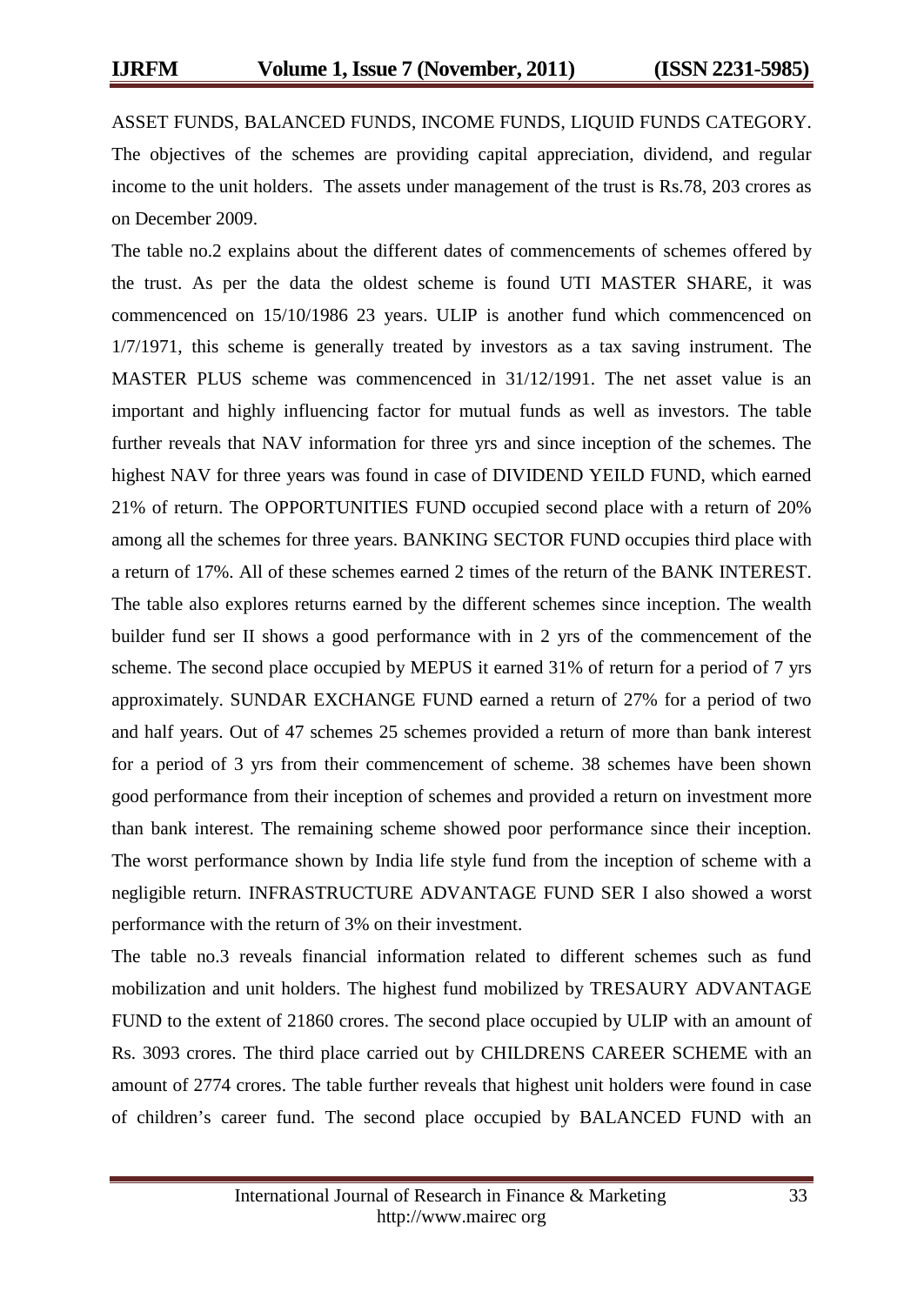ASSET FUNDS, BALANCED FUNDS, INCOME FUNDS, LIQUID FUNDS CATEGORY. The objectives of the schemes are providing capital appreciation, dividend, and regular income to the unit holders. The assets under management of the trust is Rs.78, 203 crores as on December 2009.

The table no.2 explains about the different dates of commencements of schemes offered by the trust. As per the data the oldest scheme is found UTI MASTER SHARE, it was commencenced on 15/10/1986 23 years. ULIP is another fund which commencenced on 1/7/1971, this scheme is generally treated by investors as a tax saving instrument. The MASTER PLUS scheme was commencenced in 31/12/1991. The net asset value is an important and highly influencing factor for mutual funds as well as investors. The table further reveals that NAV information for three yrs and since inception of the schemes. The highest NAV for three years was found in case of DIVIDEND YEILD FUND, which earned 21% of return. The OPPORTUNITIES FUND occupied second place with a return of 20% among all the schemes for three years. BANKING SECTOR FUND occupies third place with a return of 17%. All of these schemes earned 2 times of the return of the BANK INTEREST. The table also explores returns earned by the different schemes since inception. The wealth builder fund ser II shows a good performance with in 2 yrs of the commencement of the scheme. The second place occupied by MEPUS it earned 31% of return for a period of 7 yrs approximately. SUNDAR EXCHANGE FUND earned a return of 27% for a period of two and half years. Out of 47 schemes 25 schemes provided a return of more than bank interest for a period of 3 yrs from their commencement of scheme. 38 schemes have been shown good performance from their inception of schemes and provided a return on investment more than bank interest. The remaining scheme showed poor performance since their inception. The worst performance shown by India life style fund from the inception of scheme with a negligible return. INFRASTRUCTURE ADVANTAGE FUND SER I also showed a worst performance with the return of 3% on their investment.

The table no.3 reveals financial information related to different schemes such as fund mobilization and unit holders. The highest fund mobilized by TRESAURY ADVANTAGE FUND to the extent of 21860 crores. The second place occupied by ULIP with an amount of Rs. 3093 crores. The third place carried out by CHILDRENS CAREER SCHEME with an amount of 2774 crores. The table further reveals that highest unit holders were found in case of children's career fund. The second place occupied by BALANCED FUND with an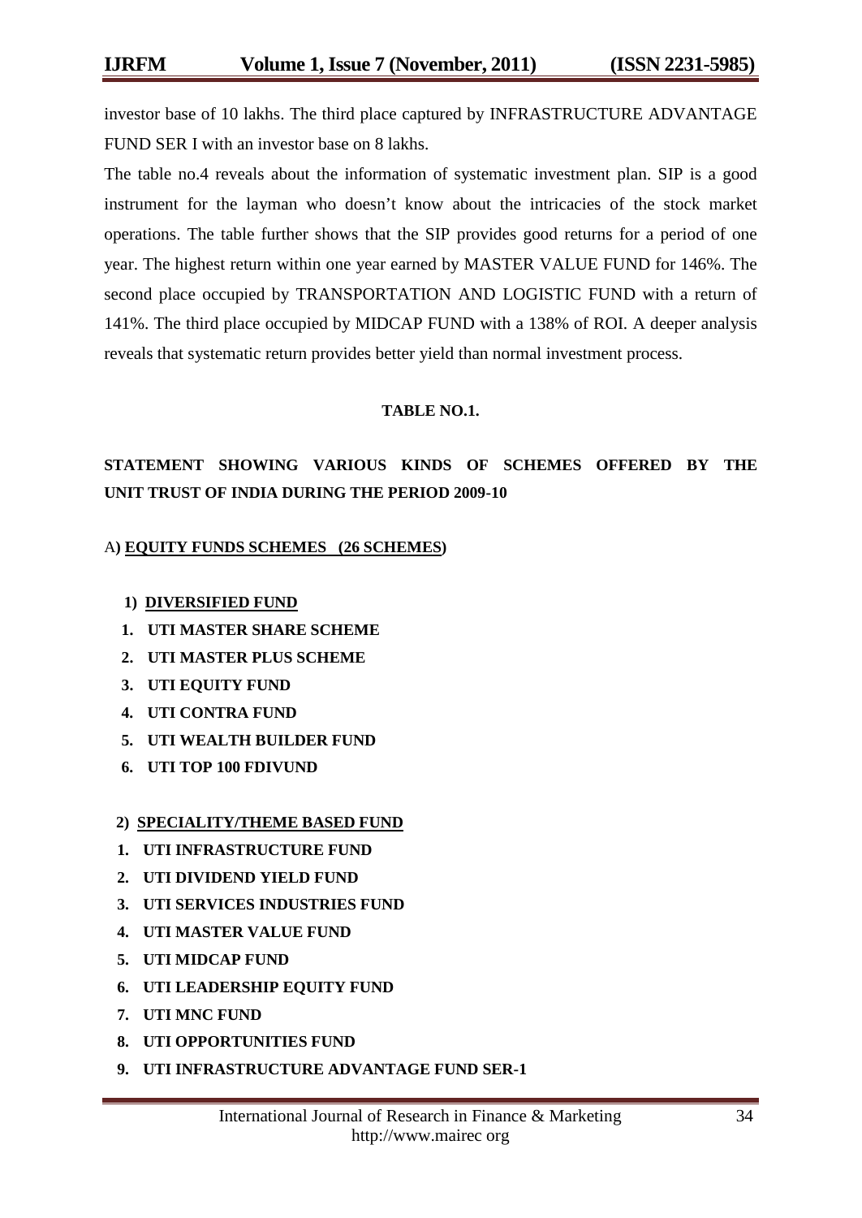investor base of 10 lakhs. The third place captured by INFRASTRUCTURE ADVANTAGE FUND SER I with an investor base on 8 lakhs.

The table no.4 reveals about the information of systematic investment plan. SIP is a good instrument for the layman who doesn't know about the intricacies of the stock market operations. The table further shows that the SIP provides good returns for a period of one year. The highest return within one year earned by MASTER VALUE FUND for 146%. The second place occupied by TRANSPORTATION AND LOGISTIC FUND with a return of 141%. The third place occupied by MIDCAP FUND with a 138% of ROI. A deeper analysis reveals that systematic return provides better yield than normal investment process.

**TABLE NO.1.**

**STATEMENT SHOWING VARIOUS KINDS OF SCHEMES OFFERED BY THE UNIT TRUST OF INDIA DURING THE PERIOD 2009-10**

A**) <u>EQUITY FUNDS SCHEMES (26 SCHEMES</u>)**

**1) <u>DIVERSIFIED FUND</u>**

1. **UTI MASTER SHARE SCHEME**
2. **UTI MASTER PLUS SCHEME**
3. **UTI EQUITY FUND**
4. **UTI CONTRA FUND**
5. **UTI WEALTH BUILDER FUND**
6. **UTI TOP 100 FDIVUND**

**2) <u>SPECIALITY/THEME BASED FUND</u>**

1. **UTI INFRASTRUCTURE FUND**
2. **UTI DIVIDEND YIELD FUND**
3. **UTI SERVICES INDUSTRIES FUND**
4. **UTI MASTER VALUE FUND**
5. **UTI MIDCAP FUND**
6. **UTI LEADERSHIP EQUITY FUND**
7. **UTI MNC FUND**
8. **UTI OPPORTUNITIES FUND**
9. **UTI INFRASTRUCTURE ADVANTAGE FUND SER-1**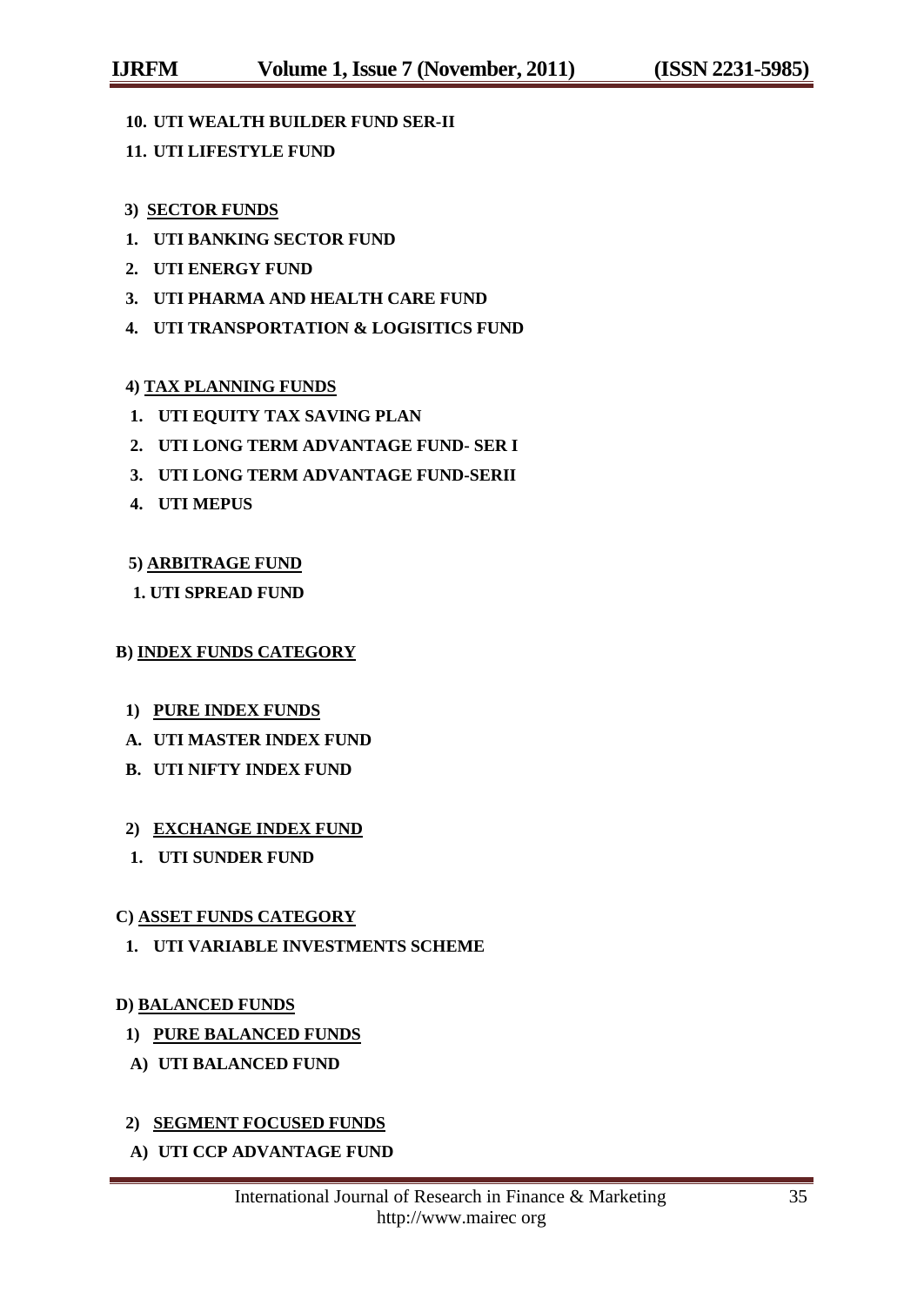10. **UTI WEALTH BUILDER FUND SER-II**
11. **UTI LIFESTYLE FUND**

**3) SECTOR FUNDS**

1. **UTI BANKING SECTOR FUND**
2. **UTI ENERGY FUND**
3. **UTI PHARMA AND HEALTH CARE FUND**
4. **UTI TRANSPORTATION & LOGISITICS FUND**

**4) TAX PLANNING FUNDS**

1. **UTI EQUITY TAX SAVING PLAN**
2. **UTI LONG TERM ADVANTAGE FUND- SER I**
3. **UTI LONG TERM ADVANTAGE FUND-SERII**
4. **UTI MEPUS**

**5) ARBITRAGE FUND**

1. **UTI SPREAD FUND**

**B) INDEX FUNDS CATEGORY**

**1) PURE INDEX FUNDS**

A. **UTI MASTER INDEX FUND**
B. **UTI NIFTY INDEX FUND**

**2) EXCHANGE INDEX FUND**

1. **UTI SUNDER FUND**

**C) ASSET FUNDS CATEGORY**

1. **UTI VARIABLE INVESTMENTS SCHEME**

**D) BALANCED FUNDS**

**1) PURE BALANCED FUNDS**

A) **UTI BALANCED FUND**

**2) SEGMENT FOCUSED FUNDS**

A) **UTI CCP ADVANTAGE FUND**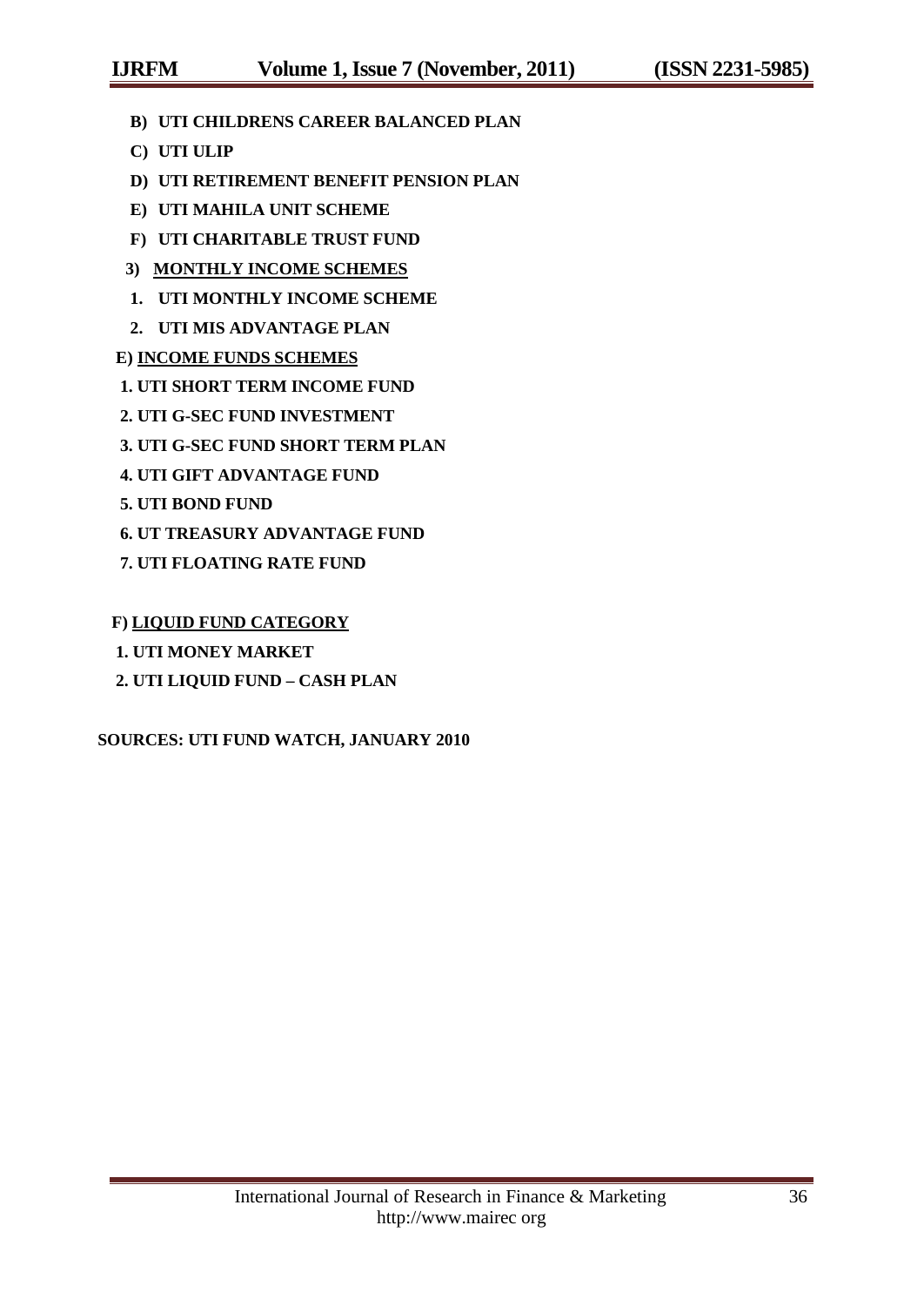**B) UTI CHILDRENS CAREER BALANCED PLAN**

**C) UTI ULIP**

**D) UTI RETIREMENT BENEFIT PENSION PLAN**

**E) UTI MAHILA UNIT SCHEME**

**F) UTI CHARITABLE TRUST FUND**

**3) <u>MONTHLY INCOME SCHEMES</u>**

**1. UTI MONTHLY INCOME SCHEME**

**2. UTI MIS ADVANTAGE PLAN**

**E) <u>INCOME FUNDS SCHEMES</u>**

**1. UTI SHORT TERM INCOME FUND**

**2. UTI G-SEC FUND INVESTMENT**

**3. UTI G-SEC FUND SHORT TERM PLAN**

**4. UTI GIFT ADVANTAGE FUND**

**5. UTI BOND FUND**

**6. UT TREASURY ADVANTAGE FUND**

**7. UTI FLOATING RATE FUND**

**F) <u>LIQUID FUND CATEGORY</u>**

**1. UTI MONEY MARKET**

**2. UTI LIQUID FUND – CASH PLAN**

**SOURCES: UTI FUND WATCH, JANUARY 2010**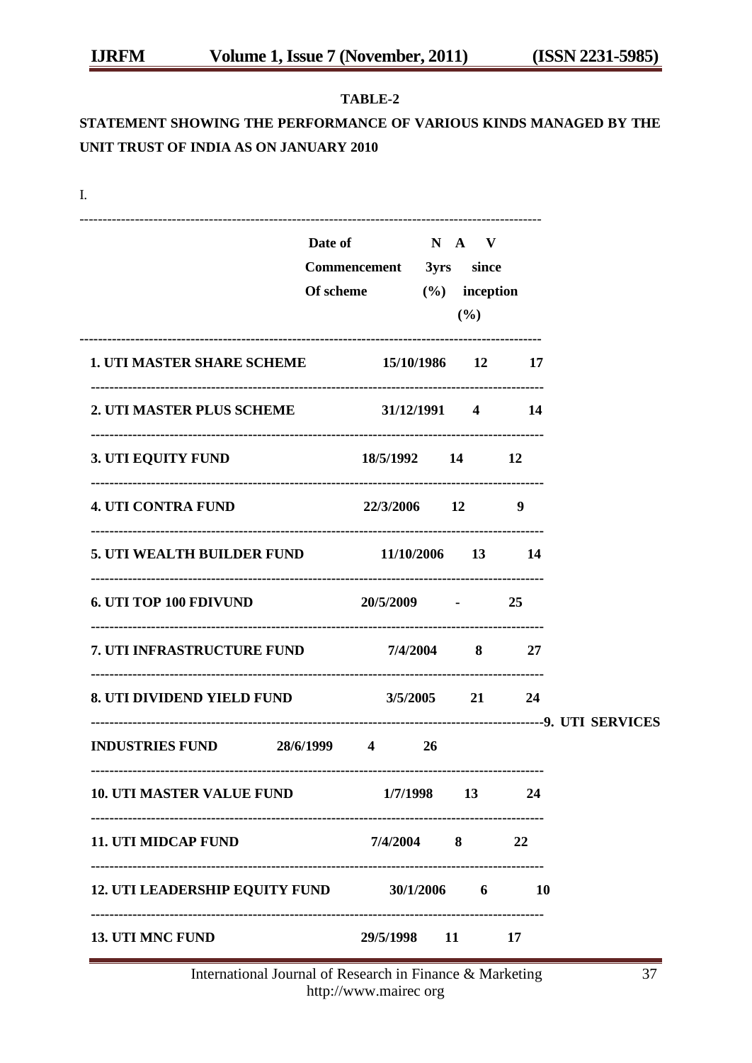**TABLE-2**

**STATEMENT SHOWING THE PERFORMANCE OF VARIOUS KINDS MANAGED BY THE UNIT TRUST OF INDIA AS ON JANUARY 2010**

I.

| | Date of Commencement Of scheme | N A V 3yrs (%) | since inception (%) |
|---|---|---|---|
| **1. UTI MASTER SHARE SCHEME** | **15/10/1986** | **12** | **17** |
| **2. UTI MASTER PLUS SCHEME** | **31/12/1991** | **4** | **14** |
| **3. UTI EQUITY FUND** | **18/5/1992** | **14** | **12** |
| **4. UTI CONTRA FUND** | **22/3/2006** | **12** | **9** |
| **5. UTI WEALTH BUILDER FUND** | **11/10/2006** | **13** | **14** |
| **6. UTI TOP 100 FDIVUND** | **20/5/2009** | **-** | **25** |
| **7. UTI INFRASTRUCTURE FUND** | **7/4/2004** | **8** | **27** |
| **8. UTI DIVIDEND YIELD FUND** | **3/5/2005** | **21** | **24** |
| **9. UTI SERVICES INDUSTRIES FUND** | **28/6/1999** | **4** | **26** |
| **10. UTI MASTER VALUE FUND** | **1/7/1998** | **13** | **24** |
| **11. UTI MIDCAP FUND** | **7/4/2004** | **8** | **22** |
| **12. UTI LEADERSHIP EQUITY FUND** | **30/1/2006** | **6** | **10** |
| **13. UTI MNC FUND** | **29/5/1998** | **11** | **17** |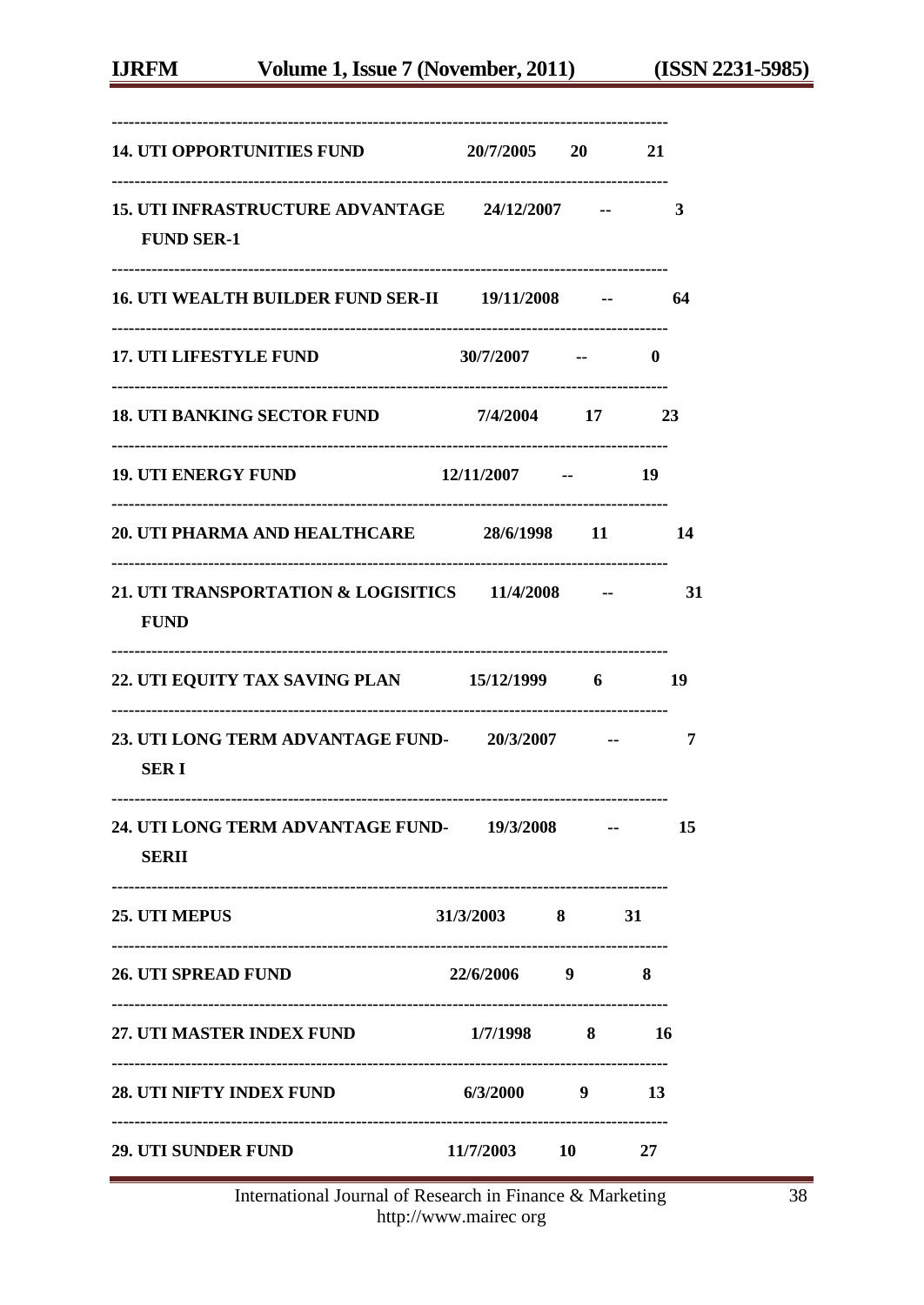| | | | |
|---|---|---|---|
| 14. UTI OPPORTUNITIES FUND | 20/7/2005 | 20 | 21 |
| 15. UTI INFRASTRUCTURE ADVANTAGE FUND SER-1 | 24/12/2007 | -- | 3 |
| 16. UTI WEALTH BUILDER FUND SER-II | 19/11/2008 | -- | 64 |
| 17. UTI LIFESTYLE FUND | 30/7/2007 | -- | 0 |
| 18. UTI BANKING SECTOR FUND | 7/4/2004 | 17 | 23 |
| 19. UTI ENERGY FUND | 12/11/2007 | -- | 19 |
| 20. UTI PHARMA AND HEALTHCARE | 28/6/1998 | 11 | 14 |
| 21. UTI TRANSPORTATION & LOGISITICS FUND | 11/4/2008 | -- | 31 |
| 22. UTI EQUITY TAX SAVING PLAN | 15/12/1999 | 6 | 19 |
| 23. UTI LONG TERM ADVANTAGE FUND-SER I | 20/3/2007 | -- | 7 |
| 24. UTI LONG TERM ADVANTAGE FUND-SERII | 19/3/2008 | -- | 15 |
| 25. UTI MEPUS | 31/3/2003 | 8 | 31 |
| 26. UTI SPREAD FUND | 22/6/2006 | 9 | 8 |
| 27. UTI MASTER INDEX FUND | 1/7/1998 | 8 | 16 |
| 28. UTI NIFTY INDEX FUND | 6/3/2000 | 9 | 13 |
| 29. UTI SUNDER FUND | 11/7/2003 | 10 | 27 |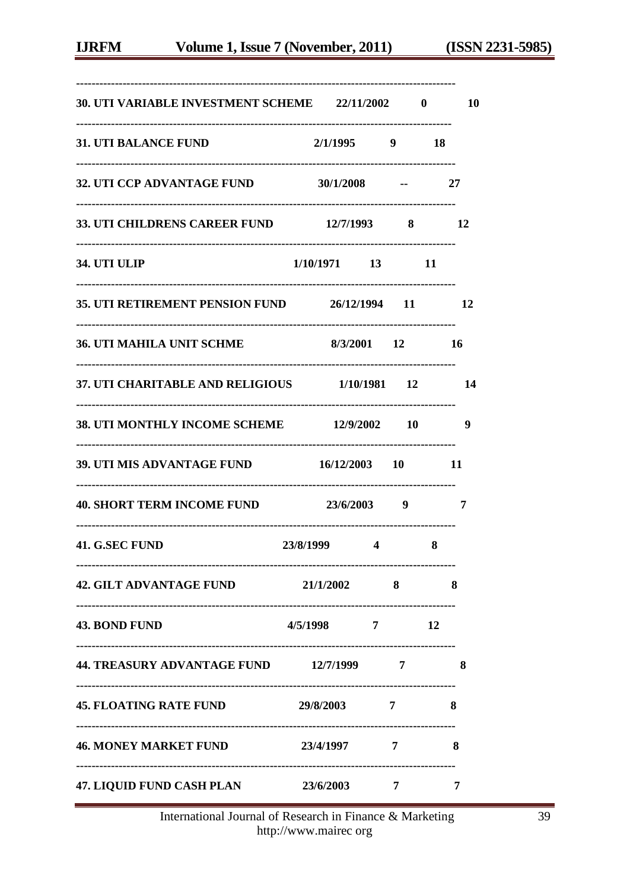| | | | |
|---|---|---|---|
| 30. UTI VARIABLE INVESTMENT SCHEME | 22/11/2002 | 0 | 10 |
| 31. UTI BALANCE FUND | 2/1/1995 | 9 | 18 |
| 32. UTI CCP ADVANTAGE FUND | 30/1/2008 | -- | 27 |
| 33. UTI CHILDRENS CAREER FUND | 12/7/1993 | 8 | 12 |
| 34. UTI ULIP | 1/10/1971 | 13 | 11 |
| 35. UTI RETIREMENT PENSION FUND | 26/12/1994 | 11 | 12 |
| 36. UTI MAHILA UNIT SCHME | 8/3/2001 | 12 | 16 |
| 37. UTI CHARITABLE AND RELIGIOUS | 1/10/1981 | 12 | 14 |
| 38. UTI MONTHLY INCOME SCHEME | 12/9/2002 | 10 | 9 |
| 39. UTI MIS ADVANTAGE FUND | 16/12/2003 | 10 | 11 |
| 40. SHORT TERM INCOME FUND | 23/6/2003 | 9 | 7 |
| 41. G.SEC FUND | 23/8/1999 | 4 | 8 |
| 42. GILT ADVANTAGE FUND | 21/1/2002 | 8 | 8 |
| 43. BOND FUND | 4/5/1998 | 7 | 12 |
| 44. TREASURY ADVANTAGE FUND | 12/7/1999 | 7 | 8 |
| 45. FLOATING RATE FUND | 29/8/2003 | 7 | 8 |
| 46. MONEY MARKET FUND | 23/4/1997 | 7 | 8 |
| 47. LIQUID FUND CASH PLAN | 23/6/2003 | 7 | 7 |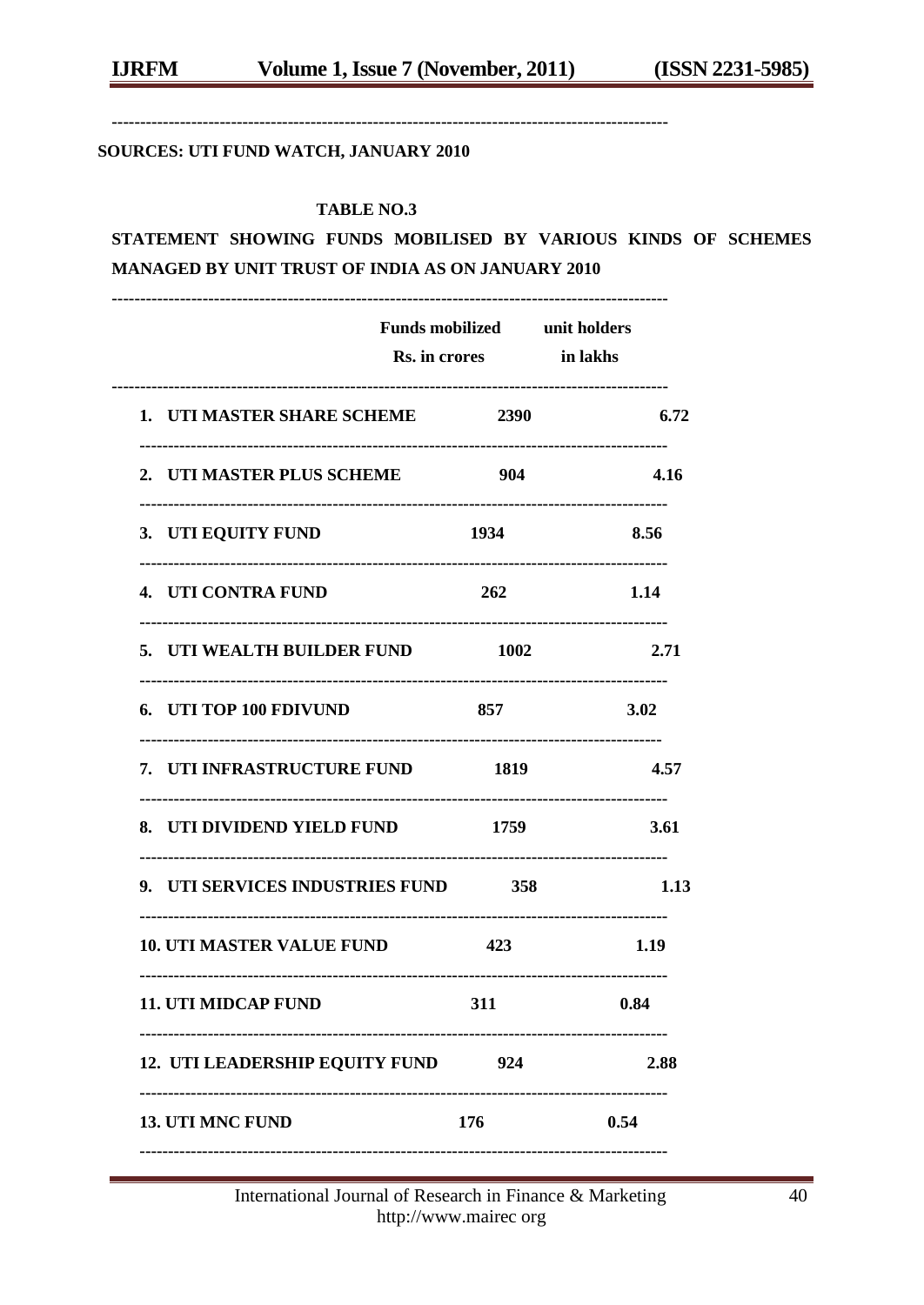**SOURCES: UTI FUND WATCH, JANUARY 2010**

**TABLE NO.3**

**STATEMENT SHOWING FUNDS MOBILISED BY VARIOUS KINDS OF SCHEMES MANAGED BY UNIT TRUST OF INDIA AS ON JANUARY 2010**

| | Funds mobilized Rs. in crores | unit holders in lakhs |
|---|---|---|
| 1. UTI MASTER SHARE SCHEME | 2390 | 6.72 |
| 2. UTI MASTER PLUS SCHEME | 904 | 4.16 |
| 3. UTI EQUITY FUND | 1934 | 8.56 |
| 4. UTI CONTRA FUND | 262 | 1.14 |
| 5. UTI WEALTH BUILDER FUND | 1002 | 2.71 |
| 6. UTI TOP 100 FDIVUND | 857 | 3.02 |
| 7. UTI INFRASTRUCTURE FUND | 1819 | 4.57 |
| 8. UTI DIVIDEND YIELD FUND | 1759 | 3.61 |
| 9. UTI SERVICES INDUSTRIES FUND | 358 | 1.13 |
| 10. UTI MASTER VALUE FUND | 423 | 1.19 |
| 11. UTI MIDCAP FUND | 311 | 0.84 |
| 12. UTI LEADERSHIP EQUITY FUND | 924 | 2.88 |
| 13. UTI MNC FUND | 176 | 0.54 |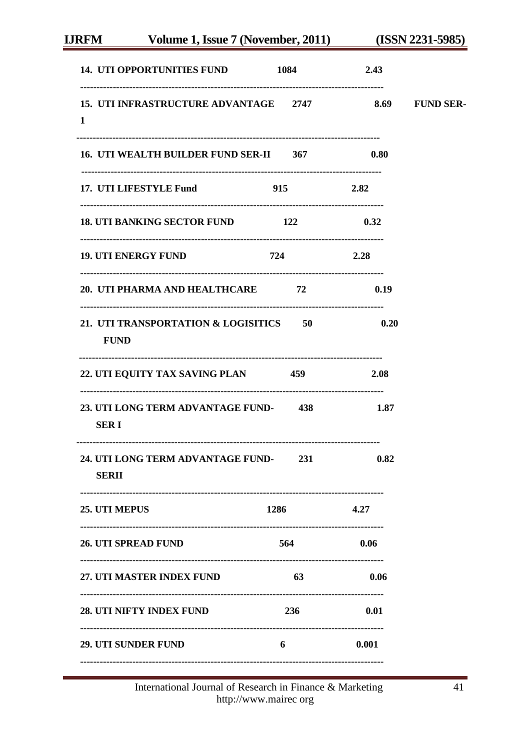| | | |
|---|---|---|
| 14. UTI OPPORTUNITIES FUND | 1084 | 2.43 |
| 15. UTI INFRASTRUCTURE ADVANTAGE FUND SER-1 | 2747 | 8.69 |
| 16. UTI WEALTH BUILDER FUND SER-II | 367 | 0.80 |
| 17. UTI LIFESTYLE Fund | 915 | 2.82 |
| 18. UTI BANKING SECTOR FUND | 122 | 0.32 |
| 19. UTI ENERGY FUND | 724 | 2.28 |
| 20. UTI PHARMA AND HEALTHCARE | 72 | 0.19 |
| 21. UTI TRANSPORTATION & LOGISITICS FUND | 50 | 0.20 |
| 22. UTI EQUITY TAX SAVING PLAN | 459 | 2.08 |
| 23. UTI LONG TERM ADVANTAGE FUND-SER I | 438 | 1.87 |
| 24. UTI LONG TERM ADVANTAGE FUND-SERII | 231 | 0.82 |
| 25. UTI MEPUS | 1286 | 4.27 |
| 26. UTI SPREAD FUND | 564 | 0.06 |
| 27. UTI MASTER INDEX FUND | 63 | 0.06 |
| 28. UTI NIFTY INDEX FUND | 236 | 0.01 |
| 29. UTI SUNDER FUND | 6 | 0.001 |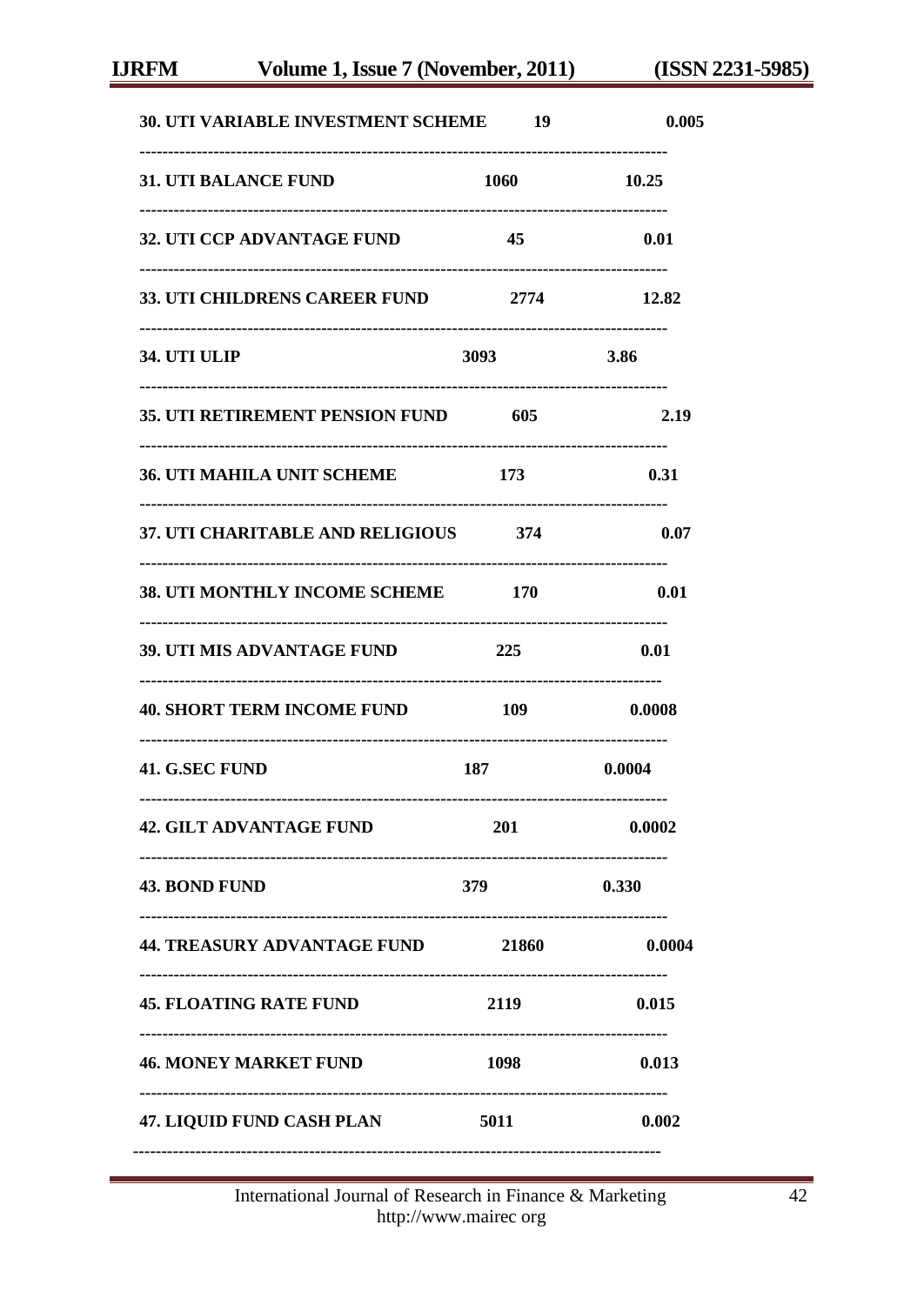| | | |
|---|---|---|
| 30. UTI VARIABLE INVESTMENT SCHEME | 19 | 0.005 |
| 31. UTI BALANCE FUND | 1060 | 10.25 |
| 32. UTI CCP ADVANTAGE FUND | 45 | 0.01 |
| 33. UTI CHILDRENS CAREER FUND | 2774 | 12.82 |
| 34. UTI ULIP | 3093 | 3.86 |
| 35. UTI RETIREMENT PENSION FUND | 605 | 2.19 |
| 36. UTI MAHILA UNIT SCHEME | 173 | 0.31 |
| 37. UTI CHARITABLE AND RELIGIOUS | 374 | 0.07 |
| 38. UTI MONTHLY INCOME SCHEME | 170 | 0.01 |
| 39. UTI MIS ADVANTAGE FUND | 225 | 0.01 |
| 40. SHORT TERM INCOME FUND | 109 | 0.0008 |
| 41. G.SEC FUND | 187 | 0.0004 |
| 42. GILT ADVANTAGE FUND | 201 | 0.0002 |
| 43. BOND FUND | 379 | 0.330 |
| 44. TREASURY ADVANTAGE FUND | 21860 | 0.0004 |
| 45. FLOATING RATE FUND | 2119 | 0.015 |
| 46. MONEY MARKET FUND | 1098 | 0.013 |
| 47. LIQUID FUND CASH PLAN | 5011 | 0.002 |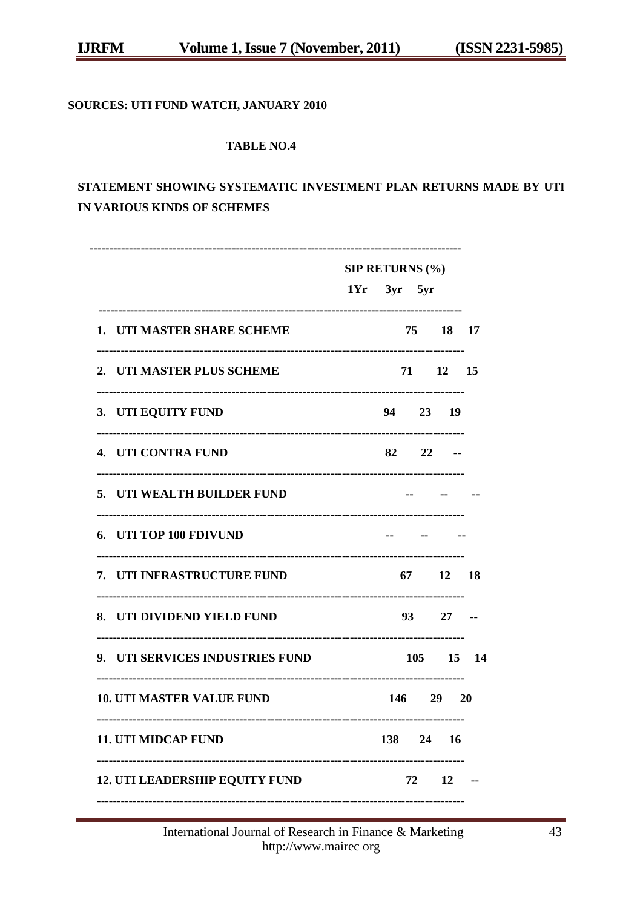**SOURCES: UTI FUND WATCH, JANUARY 2010**

**TABLE NO.4**

**STATEMENT SHOWING SYSTEMATIC INVESTMENT PLAN RETURNS MADE BY UTI IN VARIOUS KINDS OF SCHEMES**

| | SIP RETURNS (%) | | |
|---|---|---|---|
| | 1Yr | 3yr | 5yr |
| 1. UTI MASTER SHARE SCHEME | 75 | 18 | 17 |
| 2. UTI MASTER PLUS SCHEME | 71 | 12 | 15 |
| 3. UTI EQUITY FUND | 94 | 23 | 19 |
| 4. UTI CONTRA FUND | 82 | 22 | -- |
| 5. UTI WEALTH BUILDER FUND | -- | -- | -- |
| 6. UTI TOP 100 FDIVUND | -- | -- | -- |
| 7. UTI INFRASTRUCTURE FUND | 67 | 12 | 18 |
| 8. UTI DIVIDEND YIELD FUND | 93 | 27 | -- |
| 9. UTI SERVICES INDUSTRIES FUND | 105 | 15 | 14 |
| 10. UTI MASTER VALUE FUND | 146 | 29 | 20 |
| 11. UTI MIDCAP FUND | 138 | 24 | 16 |
| 12. UTI LEADERSHIP EQUITY FUND | 72 | 12 | -- |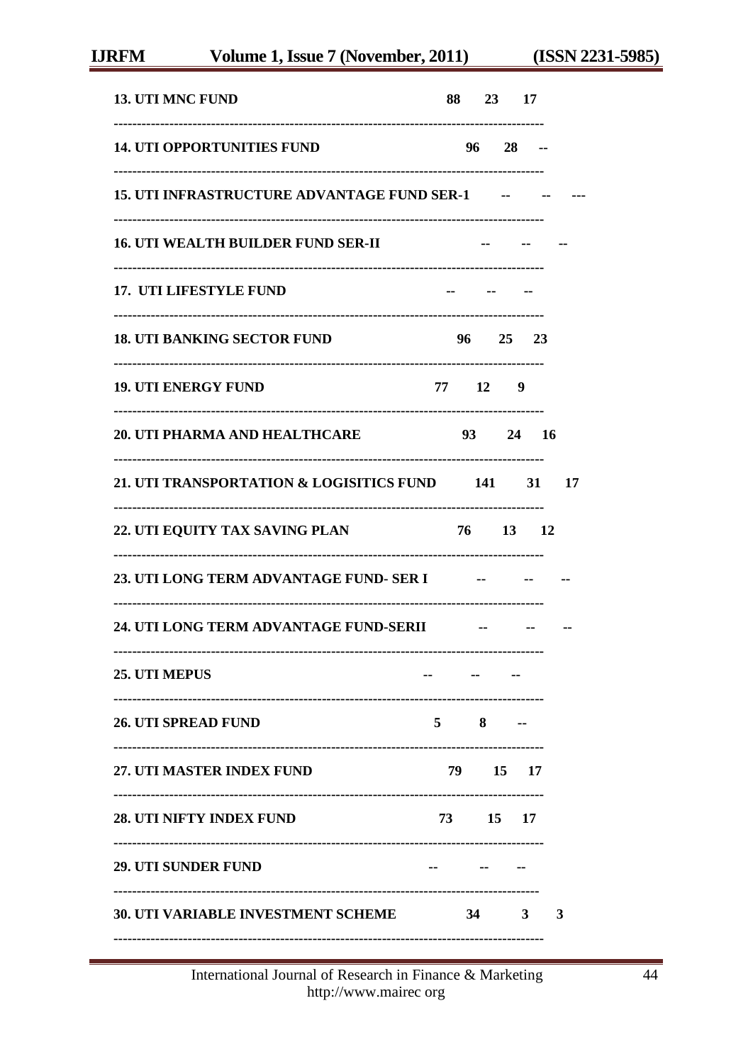| | | | |
|---|---|---|---|
| 13. UTI MNC FUND | 88 | 23 | 17 |
| 14. UTI OPPORTUNITIES FUND | 96 | 28 | -- |
| 15. UTI INFRASTRUCTURE ADVANTAGE FUND SER-1 | -- | -- | --- |
| 16. UTI WEALTH BUILDER FUND SER-II | -- | -- | -- |
| 17. UTI LIFESTYLE FUND | -- | -- | -- |
| 18. UTI BANKING SECTOR FUND | 96 | 25 | 23 |
| 19. UTI ENERGY FUND | 77 | 12 | 9 |
| 20. UTI PHARMA AND HEALTHCARE | 93 | 24 | 16 |
| 21. UTI TRANSPORTATION & LOGISITICS FUND | 141 | 31 | 17 |
| 22. UTI EQUITY TAX SAVING PLAN | 76 | 13 | 12 |
| 23. UTI LONG TERM ADVANTAGE FUND- SER I | -- | -- | -- |
| 24. UTI LONG TERM ADVANTAGE FUND-SERII | -- | -- | -- |
| 25. UTI MEPUS | -- | -- | -- |
| 26. UTI SPREAD FUND | 5 | 8 | -- |
| 27. UTI MASTER INDEX FUND | 79 | 15 | 17 |
| 28. UTI NIFTY INDEX FUND | 73 | 15 | 17 |
| 29. UTI SUNDER FUND | -- | -- | -- |
| 30. UTI VARIABLE INVESTMENT SCHEME | 34 | 3 | 3 |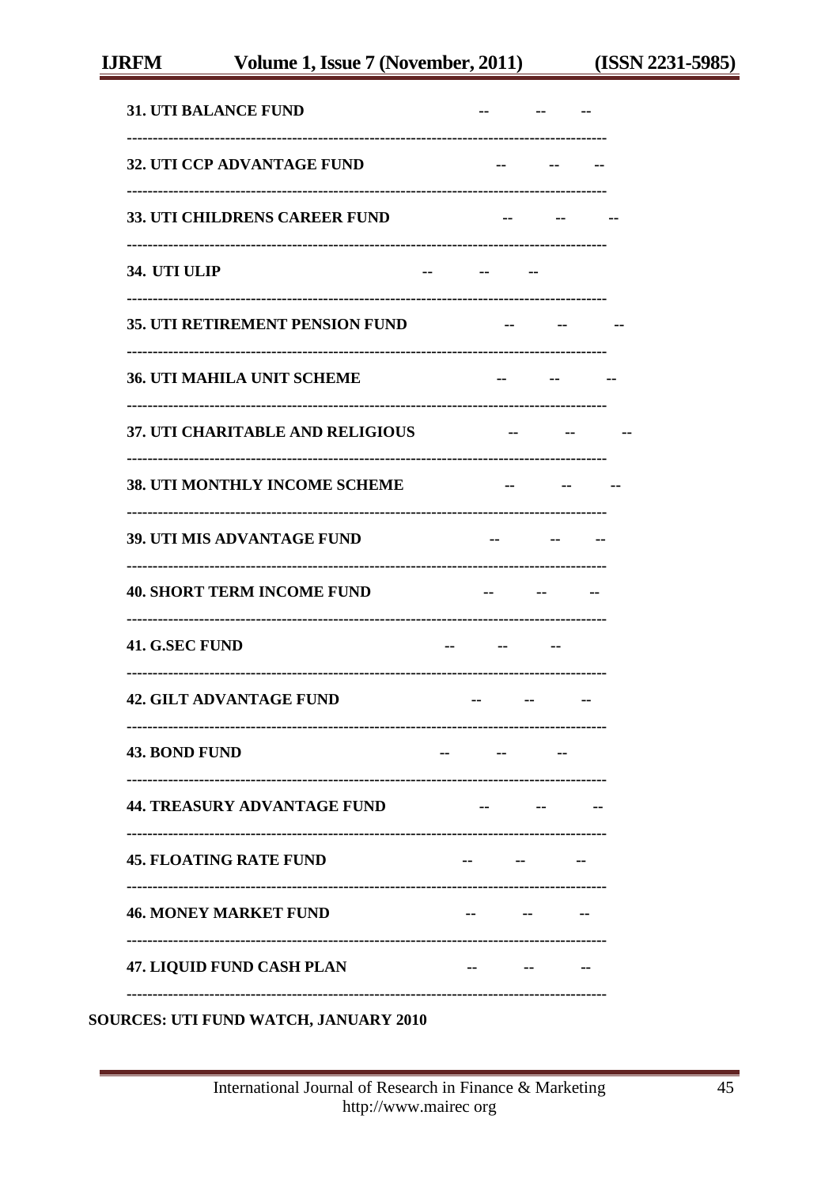| | | | |
|---|---|---|---|
| **31. UTI BALANCE FUND** | -- | -- | -- |
| **32. UTI CCP ADVANTAGE FUND** | -- | -- | -- |
| **33. UTI CHILDRENS CAREER FUND** | -- | -- | -- |
| **34. UTI ULIP** | -- | -- | -- |
| **35. UTI RETIREMENT PENSION FUND** | -- | -- | -- |
| **36. UTI MAHILA UNIT SCHEME** | -- | -- | -- |
| **37. UTI CHARITABLE AND RELIGIOUS** | -- | -- | -- |
| **38. UTI MONTHLY INCOME SCHEME** | -- | -- | -- |
| **39. UTI MIS ADVANTAGE FUND** | -- | -- | -- |
| **40. SHORT TERM INCOME FUND** | -- | -- | -- |
| **41. G.SEC FUND** | -- | -- | -- |
| **42. GILT ADVANTAGE FUND** | -- | -- | -- |
| **43. BOND FUND** | -- | -- | -- |
| **44. TREASURY ADVANTAGE FUND** | -- | -- | -- |
| **45. FLOATING RATE FUND** | -- | -- | -- |
| **46. MONEY MARKET FUND** | -- | -- | -- |
| **47. LIQUID FUND CASH PLAN** | -- | -- | -- |

**SOURCES: UTI FUND WATCH, JANUARY 2010**